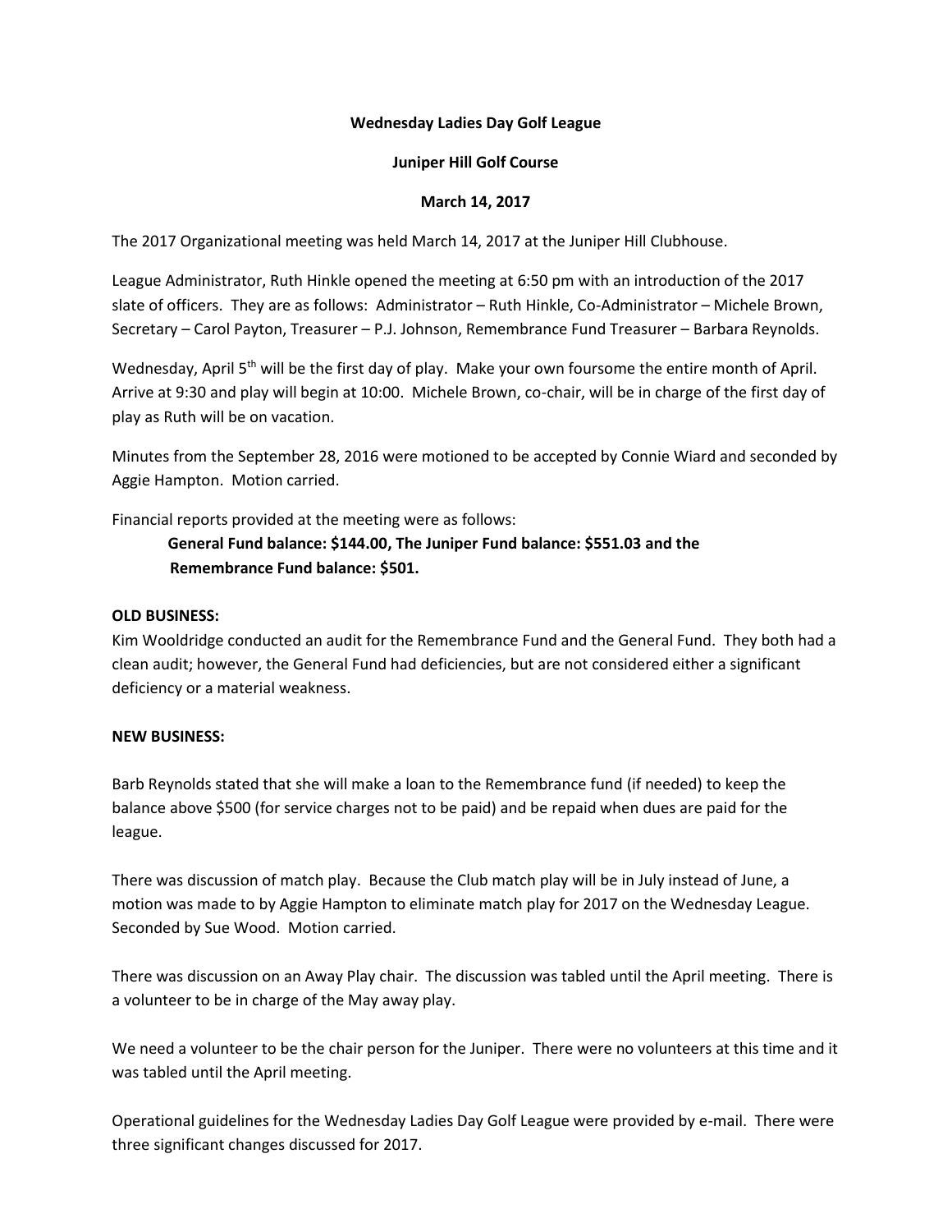**Wednesday Ladies Day Golf League**

**Juniper Hill Golf Course**

**March 14, 2017**

The 2017 Organizational meeting was held March 14, 2017 at the Juniper Hill Clubhouse.

League Administrator, Ruth Hinkle opened the meeting at 6:50 pm with an introduction of the 2017 slate of officers. They are as follows: Administrator – Ruth Hinkle, Co-Administrator – Michele Brown, Secretary – Carol Payton, Treasurer – P.J. Johnson, Remembrance Fund Treasurer – Barbara Reynolds.

Wednesday, April 5th will be the first day of play. Make your own foursome the entire month of April. Arrive at 9:30 and play will begin at 10:00. Michele Brown, co-chair, will be in charge of the first day of play as Ruth will be on vacation.

Minutes from the September 28, 2016 were motioned to be accepted by Connie Wiard and seconded by Aggie Hampton. Motion carried.

Financial reports provided at the meeting were as follows:

**General Fund balance: $144.00, The Juniper Fund balance: $551.03 and the Remembrance Fund balance: $501.**

**OLD BUSINESS:**

Kim Wooldridge conducted an audit for the Remembrance Fund and the General Fund. They both had a clean audit; however, the General Fund had deficiencies, but are not considered either a significant deficiency or a material weakness.

**NEW BUSINESS:**

Barb Reynolds stated that she will make a loan to the Remembrance fund (if needed) to keep the balance above $500 (for service charges not to be paid) and be repaid when dues are paid for the league.

There was discussion of match play. Because the Club match play will be in July instead of June, a motion was made to by Aggie Hampton to eliminate match play for 2017 on the Wednesday League. Seconded by Sue Wood. Motion carried.

There was discussion on an Away Play chair. The discussion was tabled until the April meeting. There is a volunteer to be in charge of the May away play.

We need a volunteer to be the chair person for the Juniper. There were no volunteers at this time and it was tabled until the April meeting.

Operational guidelines for the Wednesday Ladies Day Golf League were provided by e-mail. There were three significant changes discussed for 2017.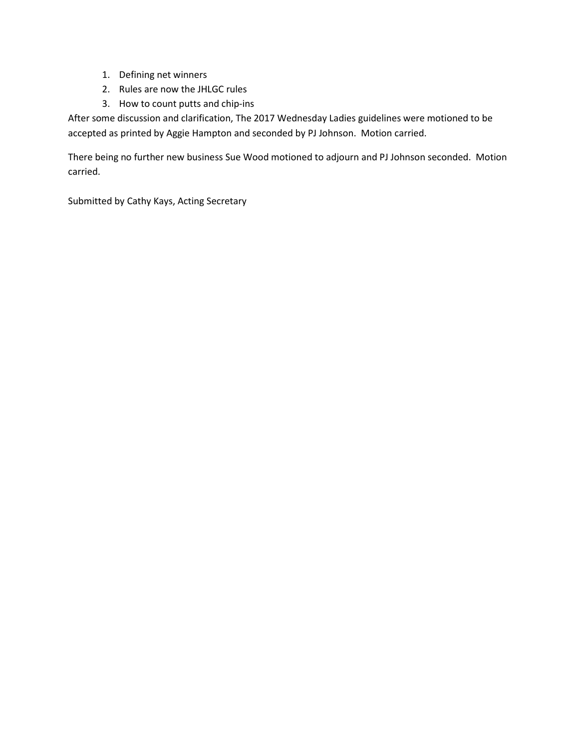1. Defining net winners
2. Rules are now the JHLGC rules
3. How to count putts and chip-ins

After some discussion and clarification, The 2017 Wednesday Ladies guidelines were motioned to be accepted as printed by Aggie Hampton and seconded by PJ Johnson. Motion carried.

There being no further new business Sue Wood motioned to adjourn and PJ Johnson seconded. Motion carried.

Submitted by Cathy Kays, Acting Secretary